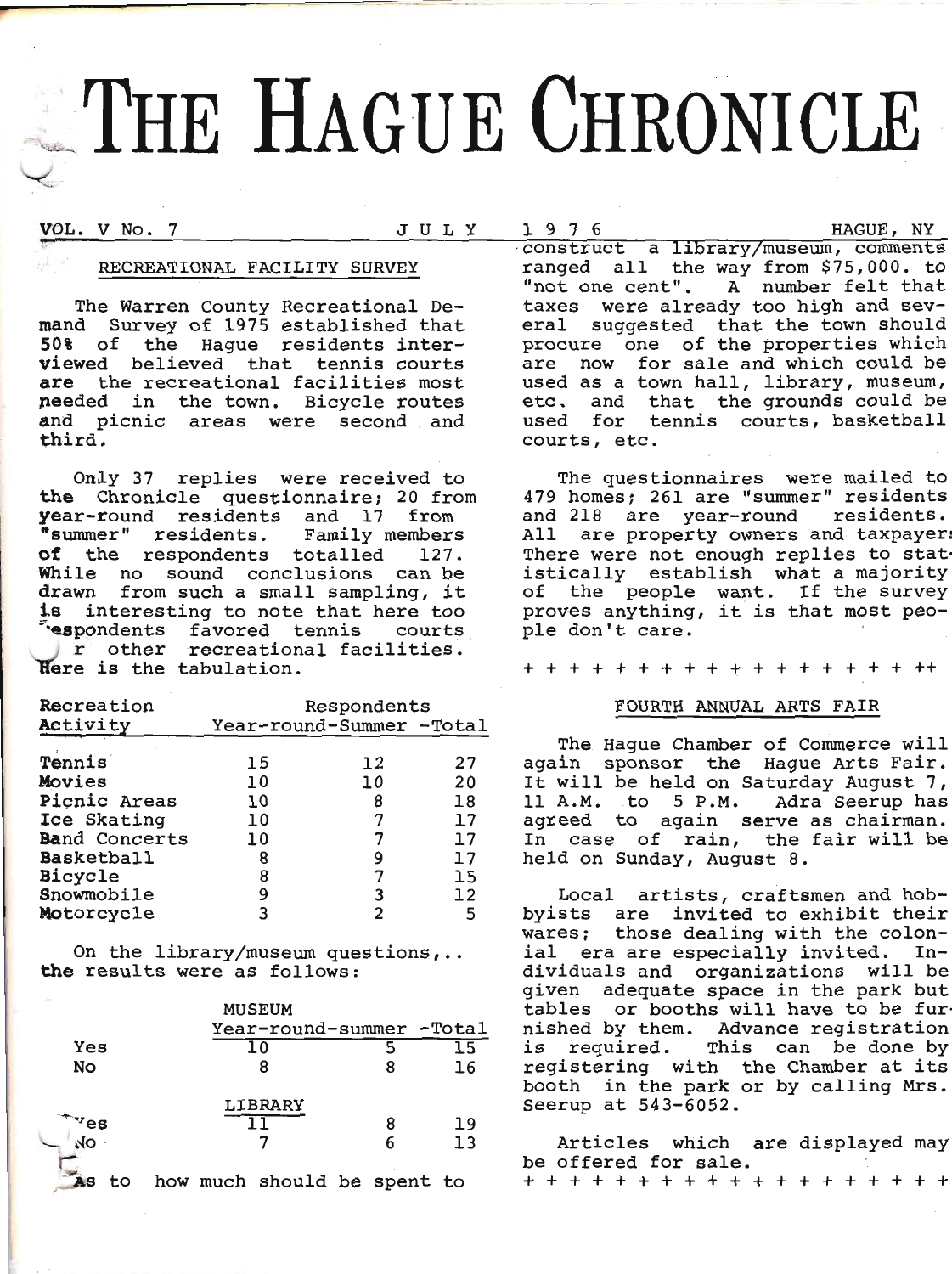# THE HAGUE CHRONICLE

VOL. V No. 7 JULY 1976 HAGUE, NY

## RECREATIONAL FACILITY SURVEY

The Warren County Recreational Demand Survey of 1975 established that 50% of the Hague residents interviewed believed that tennis courts are the recreational facilities most needed in the town. Bicycle routes and picnic areas were second and third.

Only 37 replies were received to the Chronicle questionnaire; 20 from year-round residents and 17 from "summer" residents. Family members of the respondents totalled 127. While no sound conclusions can be drawn from such a small sampling, it is interesting to note that here too respondents favored tennis courts over other recreational facilities. Here is the tabulation.

| Recreation Activity | Respondents Year-round | Summer | Total |
|---|---|---|---|
| Tennis | 15 | 12 | 27 |
| Movies | 10 | 10 | 20 |
| Picnic Areas | 10 | 8 | 18 |
| Ice Skating | 10 | 7 | 17 |
| Band Concerts | 10 | 7 | 17 |
| Basketball | 8 | 9 | 17 |
| Bicycle | 8 | 7 | 15 |
| Snowmobile | 9 | 3 | 12 |
| Motorcycle | 3 | 2 | 5 |

On the library/museum questions,.. the results were as follows:

| MUSEUM | Year-round | summer | Total |
|---|---|---|---|
| Yes | 10 | 5 | 15 |
| No | 8 | 8 | 16 |

| LIBRARY | Year-round | summer | Total |
|---|---|---|---|
| Yes | 11 | 8 | 19 |
| No | 7 | 6 | 13 |

As to how much should be spent to construct a library/museum, comments ranged all the way from $75,000. to "not one cent". A number felt that taxes were already too high and several suggested that the town should procure one of the properties which are now for sale and which could be used as a town hall, library, museum, etc. and that the grounds could be used for tennis courts, basketball courts, etc.

The questionnaires were mailed to 479 homes; 261 are "summer" residents and 218 are year-round residents. All are property owners and taxpayers. There were not enough replies to statistically establish what a majority of the people want. If the survey proves anything, it is that most people don't care.

+ + + + + + + + + + + + + + + + + + ++

## FOURTH ANNUAL ARTS FAIR

The Hague Chamber of Commerce will again sponsor the Hague Arts Fair. It will be held on Saturday August 7, 11 A.M. to 5 P.M. Adra Seerup has agreed to again serve as chairman. In case of rain, the fair will be held on Sunday, August 8.

Local artists, craftsmen and hobbyists are invited to exhibit their wares; those dealing with the colonial era are especially invited. Individuals and organizations will be given adequate space in the park but tables or booths will have to be furnished by them. Advance registration is required. This can be done by registering with the Chamber at its booth in the park or by calling Mrs. Seerup at 543-6052.

Articles which are displayed may be offered for sale.

+ + + + + + + + + + + + + + + + + + +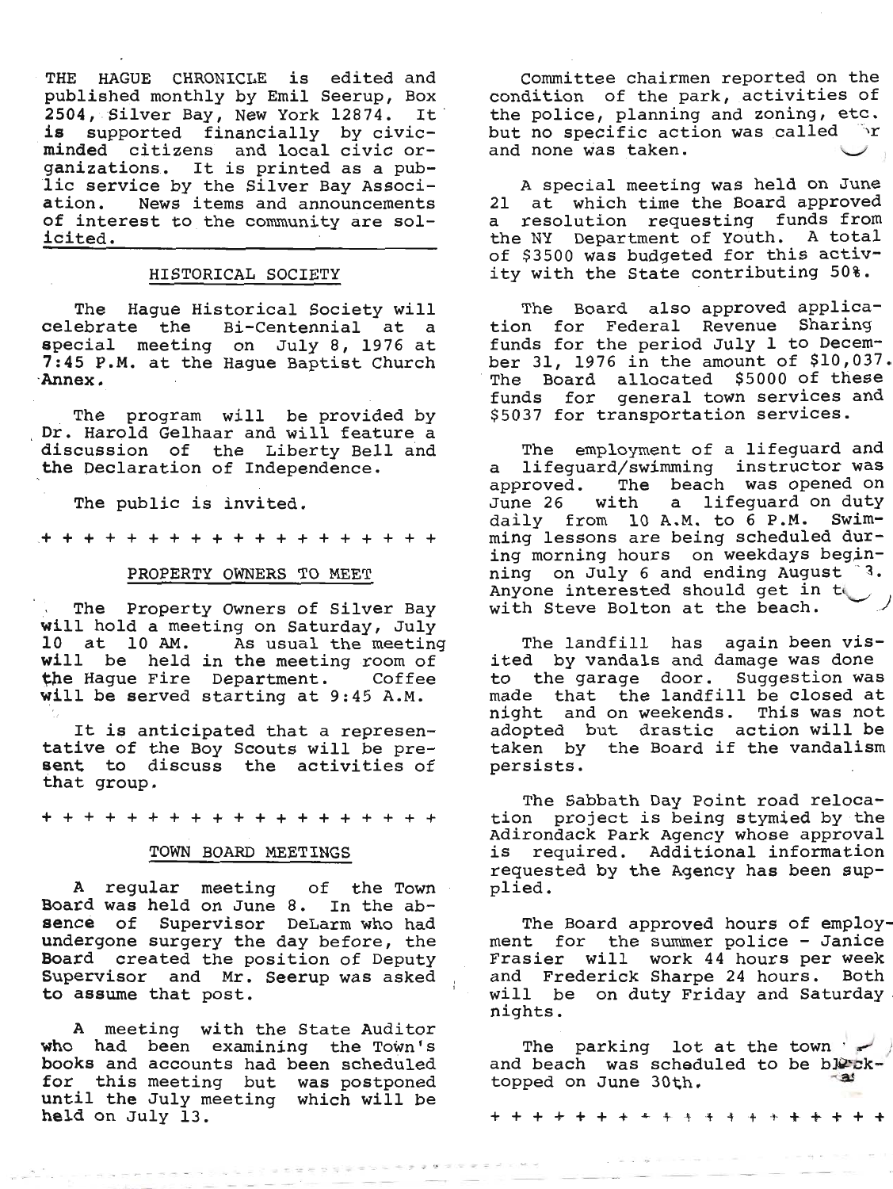THE HAGUE CHRONICLE is edited and published monthly by Emil Seerup, Box 2504, Silver Bay, New York 12874. It is supported financially by civic-minded citizens and local civic organizations. It is printed as a public service by the Silver Bay Association. News items and announcements of interest to the community are solicited.

## HISTORICAL SOCIETY

The Hague Historical Society will celebrate the Bi-Centennial at a special meeting on July 8, 1976 at 7:45 P.M. at the Hague Baptist Church Annex.

The program will be provided by Dr. Harold Gelhaar and will feature a discussion of the Liberty Bell and the Declaration of Independence.

The public is invited.

+ + + + + + + + + + + + + + + + + + +

## PROPERTY OWNERS TO MEET

The Property Owners of Silver Bay will hold a meeting on Saturday, July 10 at 10 AM. As usual the meeting will be held in the meeting room of the Hague Fire Department. Coffee will be served starting at 9:45 A.M.

It is anticipated that a representative of the Boy Scouts will be present to discuss the activities of that group.

+ + + + + + + + + + + + + + + + + + +

## TOWN BOARD MEETINGS

A regular meeting of the Town Board was held on June 8. In the absence of Supervisor DeLarm who had undergone surgery the day before, the Board created the position of Deputy Supervisor and Mr. Seerup was asked to assume that post.

A meeting with the State Auditor who had been examining the Town's books and accounts had been scheduled for this meeting but was postponed until the July meeting which will be held on July 13.

Committee chairmen reported on the condition of the park, activities of the police, planning and zoning, etc. but no specific action was called for and none was taken.

A special meeting was held on June 21 at which time the Board approved a resolution requesting funds from the NY Department of Youth. A total of $3500 was budgeted for this activity with the State contributing 50%.

The Board also approved application for Federal Revenue Sharing funds for the period July 1 to December 31, 1976 in the amount of $10,037. The Board allocated $5000 of these funds for general town services and $5037 for transportation services.

The employment of a lifeguard and a lifeguard/swimming instructor was approved. The beach was opened on June 26 with a lifeguard on duty daily from 10 A.M. to 6 P.M. Swimming lessons are being scheduled during morning hours on weekdays beginning on July 6 and ending August 3. Anyone interested should get in touch with Steve Bolton at the beach.

The landfill has again been visited by vandals and damage was done to the garage door. Suggestion was made that the landfill be closed at night and on weekends. This was not adopted but drastic action will be taken by the Board if the vandalism persists.

The Sabbath Day Point road relocation project is being stymied by the Adirondack Park Agency whose approval is required. Additional information requested by the Agency has been supplied.

The Board approved hours of employment for the summer police - Janice Frasier will work 44 hours per week and Frederick Sharpe 24 hours. Both will be on duty Friday and Saturday nights.

The parking lot at the town park and beach was scheduled to be blacktopped on June 30th.

+ + + + + + + + + + + + + + + + + + +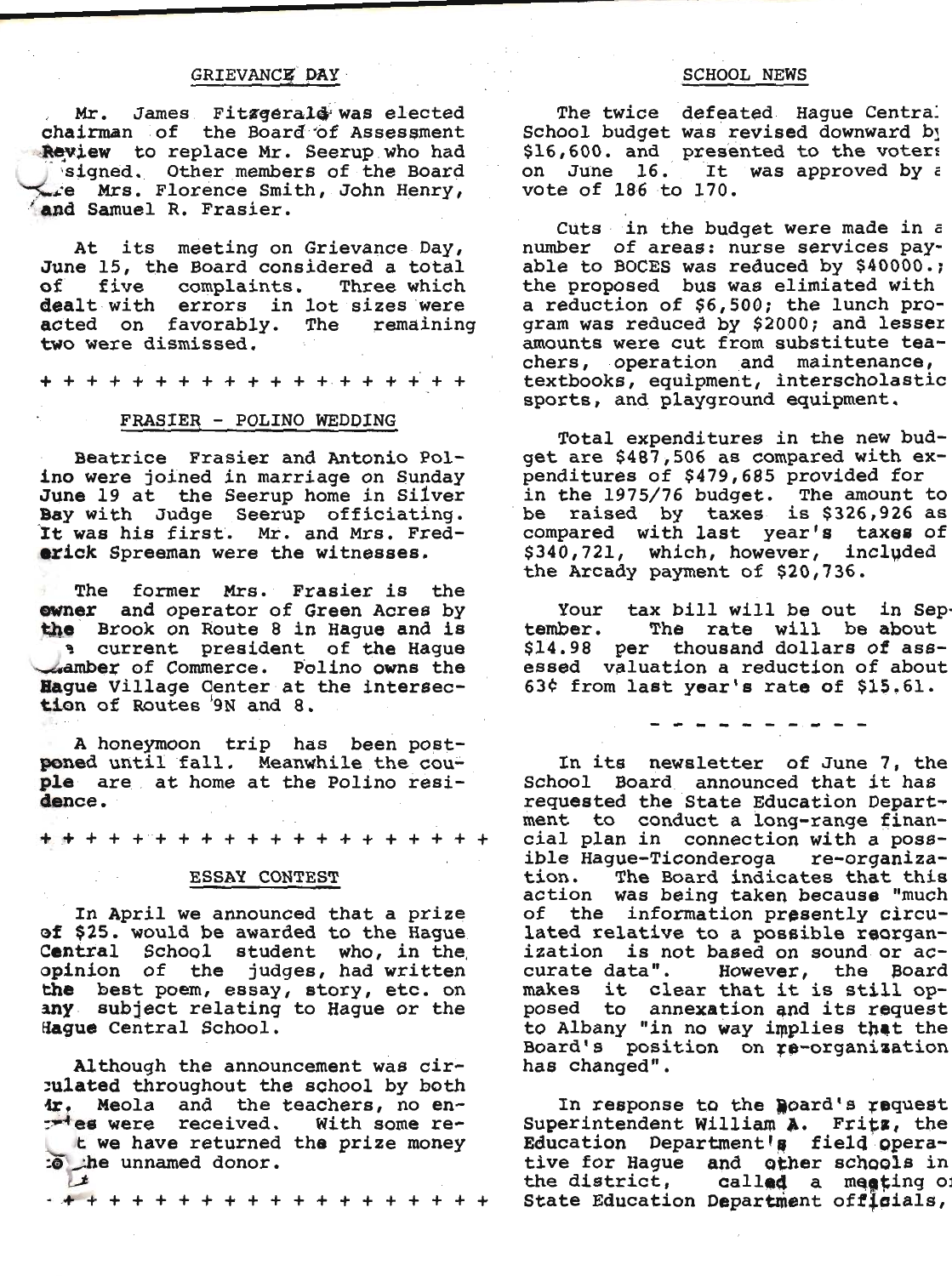## GRIEVANCE DAY

Mr. James Fitzgerald was elected chairman of the Board of Assessment Review to replace Mr. Seerup who had resigned. Other members of the Board are Mrs. Florence Smith, John Henry, and Samuel R. Frasier.

At its meeting on Grievance Day, June 15, the Board considered a total of five complaints. Three which dealt with errors in lot sizes were acted on favorably. The remaining two were dismissed.

+ + + + + + + + + + + + + + + + + + + +

## FRASIER - POLINO WEDDING

Beatrice Frasier and Antonio Polino were joined in marriage on Sunday June 19 at the Seerup home in Silver Bay with Judge Seerup officiating. It was his first. Mr. and Mrs. Frederick Spreeman were the witnesses.

The former Mrs. Frasier is the owner and operator of Green Acres by the Brook on Route 8 in Hague and is a current president of the Hague Chamber of Commerce. Polino owns the Hague Village Center at the intersection of Routes 9N and 8.

A honeymoon trip has been postponed until fall. Meanwhile the couple are at home at the Polino residence.

+ + + + + + + + + + + + + + + + + + + +

## ESSAY CONTEST

In April we announced that a prize of $25. would be awarded to the Hague Central School student who, in the opinion of the judges, had written the best poem, essay, story, etc. on any subject relating to Hague or the Hague Central School.

Although the announcement was circulated throughout the school by both Mr. Meola and the teachers, no entries were received. With some regret we have returned the prize money to the unnamed donor.

+ + + + + + + + + + + + + + + + + + + +

## SCHOOL NEWS

The twice defeated Hague Central School budget was revised downward by $16,600. and presented to the voters on June 16. It was approved by a vote of 186 to 170.

Cuts in the budget were made in a number of areas: nurse services payable to BOCES was reduced by $40000.; the proposed bus was elimiated with a reduction of $6,500; the lunch program was reduced by $2000; and lesser amounts were cut from substitute teachers, operation and maintenance, textbooks, equipment, interscholastic sports, and playground equipment.

Total expenditures in the new budget are $487,506 as compared with expenditures of $479,685 provided for in the 1975/76 budget. The amount to be raised by taxes is $326,926 as compared with last year's taxes of $340,721, which, however, included the Arcady payment of $20,736.

Your tax bill will be out in September. The rate will be about $14.98 per thousand dollars of assessed valuation a reduction of about 63¢ from last year's rate of $15.61.

- - - - - - - - - -

In its newsletter of June 7, the School Board announced that it has requested the State Education Department to conduct a long-range financial plan in connection with a possible Hague-Ticonderoga re-organization. The Board indicates that this action was being taken because "much of the information presently circulated relative to a possible reorganization is not based on sound or accurate data". However, the Board makes it clear that it is still opposed to annexation and its request to Albany "in no way implies that the Board's position on re-organization has changed".

In response to the Board's request Superintendent William A. Fritz, the Education Department's field operative for Hague and other schools in the district, called a meeting of State Education Department officials,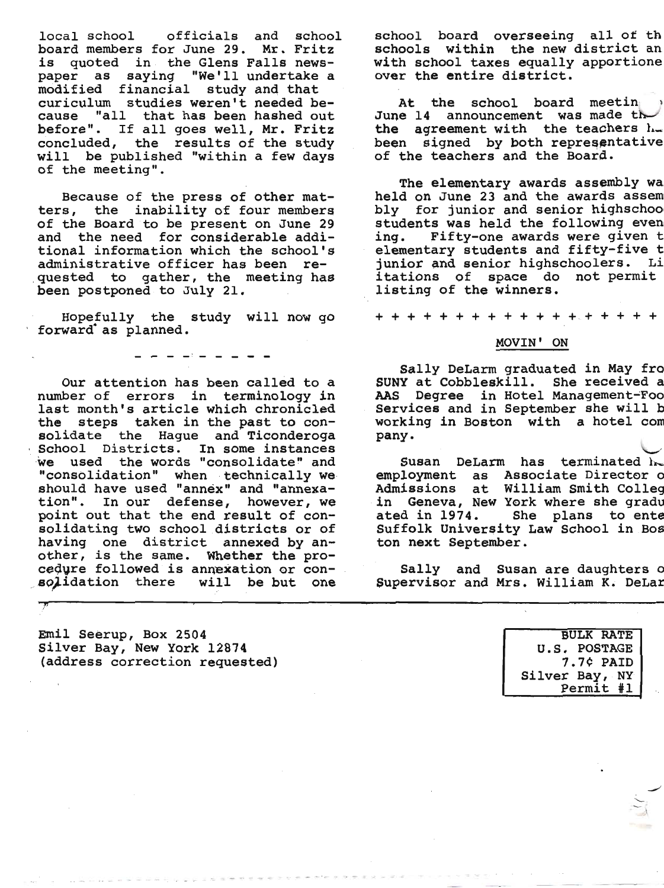local school officials and school board members for June 29. Mr. Fritz is quoted in the Glens Falls newspaper as saying "We'll undertake a modified financial study and that curiculum studies weren't needed because "all that has been hashed out before". If all goes well, Mr. Fritz concluded, the results of the study will be published "within a few days of the meeting".

Because of the press of other matters, the inability of four members of the Board to be present on June 29 and the need for considerable additional information which the school's administrative officer has been requested to gather, the meeting has been postponed to July 21.

Hopefully the study will now go forward as planned.

- - - - - - - - - -

Our attention has been called to a number of errors in terminology in last month's article which chronicled the steps taken in the past to consolidate the Hague and Ticonderoga School Districts. In some instances we used the words "consolidate" and "consolidation" when technically we should have used "annex" and "annexation". In our defense, however, we point out that the end result of consolidating two school districts or of having one district annexed by another, is the same. Whether the procedure followed is annexation or consolidation there will be but one school board overseeing all of th schools within the new district an with school taxes equally apportione over the entire district.

At the school board meetin June 14 announcement was made th the agreement with the teachers h been signed by both representative of the teachers and the Board.

The elementary awards assembly wa held on June 23 and the awards assembly for junior and senior highschoo students was held the following evening. Fifty-one awards were given t elementary students and fifty-five t junior and senior highschoolers. Li itations of space do not permit listing of the winners.

+ + + + + + + + + + + + + + + + + +

MOVIN' ON

Sally DeLarm graduated in May fro SUNY at Cobbleskill. She received a AAS Degree in Hotel Management-Foo Services and in September she will b working in Boston with a hotel company.

Susan DeLarm has terminated h employment as Associate Director o Admissions at William Smith Colleg in Geneva, New York where she graduated in 1974. She plans to ente Suffolk University Law School in Boston next September.

Sally and Susan are daughters o Supervisor and Mrs. William K. DeLar

Emil Seerup, Box 2504
Silver Bay, New York 12874
(address correction requested)

BULK RATE
U.S. POSTAGE
7.7¢ PAID
Silver Bay, NY
Permit #1